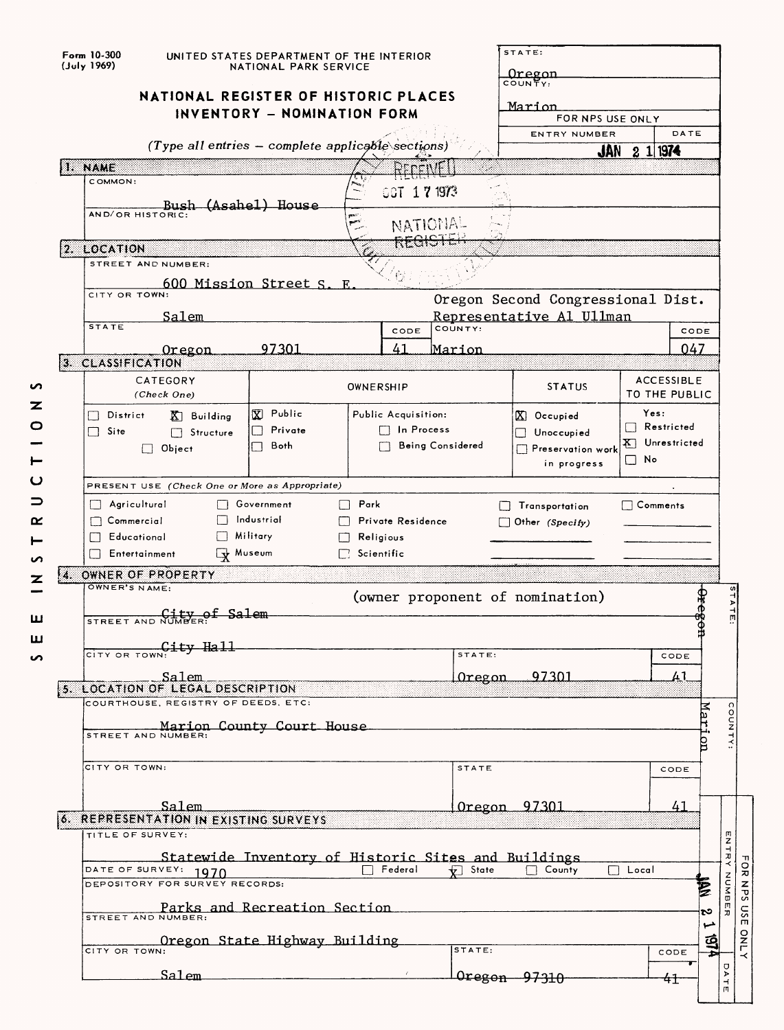Form 10-300 (July 1969)

UNITED STATES DEPARTMENT OF THE INTERIOR
NATIONAL PARK SERVICE

# NATIONAL REGISTER OF HISTORIC PLACES INVENTORY – NOMINATION FORM

*(Type all entries – complete applicable sections)*

STATE: Oregon
COUNTY: Marion

FOR NPS USE ONLY
ENTRY NUMBER | DATE: JAN 21 1974

RECEIVED OCT 17 1973 NATIONAL REGISTER

## 1. NAME

COMMON: Bush (Asahel) House

AND/OR HISTORIC:

## 2. LOCATION

STREET AND NUMBER: 600 Mission Street S. E.

CITY OR TOWN: Salem — Oregon Second Congressional Dist. Representative Al Ullman

| STATE | CODE | COUNTY: | CODE |
|---|---|---|---|
| Oregon 97301 | 41 | Marion | 047 |

## 3. CLASSIFICATION

| CATEGORY (Check One) | OWNERSHIP | | STATUS | ACCESSIBLE TO THE PUBLIC |
|---|---|---|---|---|
| ☐ District ☒ Building ☐ Site ☐ Structure ☐ Object | ☒ Public ☐ Private ☐ Both | Public Acquisition: ☐ In Process ☐ Being Considered | ☒ Occupied ☐ Unoccupied ☐ Preservation work in progress | Yes: ☐ Restricted ☒ Unrestricted ☐ No |

PRESENT USE (Check One or More as Appropriate)

| | | | | |
|---|---|---|---|---|
| ☐ Agricultural | ☐ Government | ☐ Park | ☐ Transportation | ☐ Comments |
| ☐ Commercial | ☐ Industrial | ☐ Private Residence | ☐ Other (Specify) | |
| ☐ Educational | ☐ Military | ☐ Religious | | |
| ☐ Entertainment | ☒ Museum | ☐ Scientific | | |

SEE INSTRUCTIONS

## 4. OWNER OF PROPERTY

OWNER'S NAME: City of Salem (owner proponent of nomination)

STREET AND NUMBER: City Hall

| CITY OR TOWN: | STATE: | CODE |
|---|---|---|
| Salem | Oregon 97301 | 41 |

STATE: Oregon

## 5. LOCATION OF LEGAL DESCRIPTION

COURTHOUSE, REGISTRY OF DEEDS, ETC: Marion County Court House

STREET AND NUMBER:

| CITY OR TOWN: | STATE | CODE |
|---|---|---|
| Salem | Oregon 97301 | 41 |

COUNTY: Marion

## 6. REPRESENTATION IN EXISTING SURVEYS

TITLE OF SURVEY: Statewide Inventory of Historic Sites and Buildings

DATE OF SURVEY: 1970 ☐ Federal ☒ State ☐ County ☐ Local

DEPOSITORY FOR SURVEY RECORDS: Parks and Recreation Section

STREET AND NUMBER: Oregon State Highway Building

| CITY OR TOWN: | STATE: | CODE |
|---|---|---|
| Salem | Oregon 97310 | 41 |

FOR NPS USE ONLY — ENTRY NUMBER — DATE: JAN 21 1974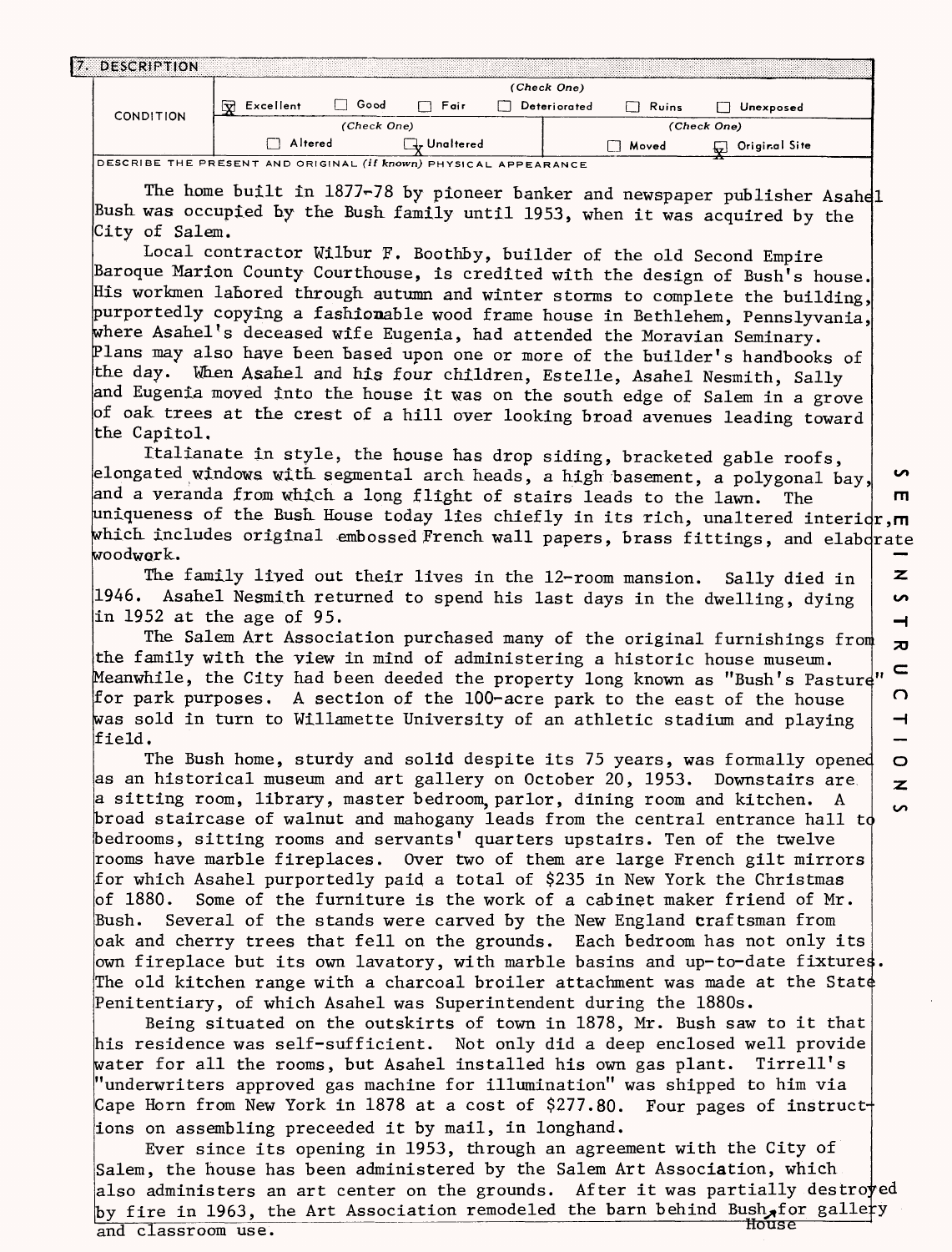## 7. DESCRIPTION

| CONDITION | (Check One) | | | | | |
|---|---|---|---|---|---|---|
| | [X] Excellent | [ ] Good | [ ] Fair | [ ] Deteriorated | [ ] Ruins | [ ] Unexposed |
| | (Check One) | | | (Check One) | | |
| | [ ] Altered | [X] Unaltered | | [ ] Moved | [X] Original Site | |

DESCRIBE THE PRESENT AND ORIGINAL *(if known)* PHYSICAL APPEARANCE

The home built in 1877-78 by pioneer banker and newspaper publisher Asahel Bush was occupied by the Bush family until 1953, when it was acquired by the City of Salem.

Local contractor Wilbur F. Boothby, builder of the old Second Empire Baroque Marion County Courthouse, is credited with the design of Bush's house. His workmen labored through autumn and winter storms to complete the building, purportedly copying a fashionable wood frame house in Bethlehem, Pennslyvania, where Asahel's deceased wife Eugenia, had attended the Moravian Seminary. Plans may also have been based upon one or more of the builder's handbooks of the day. When Asahel and his four children, Estelle, Asahel Nesmith, Sally and Eugenia moved into the house it was on the south edge of Salem in a grove of oak trees at the crest of a hill over looking broad avenues leading toward the Capitol.

Italianate in style, the house has drop siding, bracketed gable roofs, elongated windows with segmental arch heads, a high basement, a polygonal bay, and a veranda from which a long flight of stairs leads to the lawn. The uniqueness of the Bush House today lies chiefly in its rich, unaltered interior, which includes original embossed French wall papers, brass fittings, and elaborate woodwork.

The family lived out their lives in the 12-room mansion. Sally died in 1946. Asahel Nesmith returned to spend his last days in the dwelling, dying in 1952 at the age of 95.

The Salem Art Association purchased many of the original furnishings from the family with the view in mind of administering a historic house museum. Meanwhile, the City had been deeded the property long known as "Bush's Pasture" for park purposes. A section of the 100-acre park to the east of the house was sold in turn to Willamette University of an athletic stadium and playing field.

The Bush home, sturdy and solid despite its 75 years, was formally opened as an historical museum and art gallery on October 20, 1953. Downstairs are a sitting room, library, master bedroom, parlor, dining room and kitchen. A broad staircase of walnut and mahogany leads from the central entrance hall to bedrooms, sitting rooms and servants' quarters upstairs. Ten of the twelve rooms have marble fireplaces. Over two of them are large French gilt mirrors for which Asahel purportedly paid a total of $235 in New York the Christmas of 1880. Some of the furniture is the work of a cabinet maker friend of Mr. Bush. Several of the stands were carved by the New England craftsman from oak and cherry trees that fell on the grounds. Each bedroom has not only its own fireplace but its own lavatory, with marble basins and up-to-date fixtures. The old kitchen range with a charcoal broiler attachment was made at the State Penitentiary, of which Asahel was Superintendent during the 1880s.

Being situated on the outskirts of town in 1878, Mr. Bush saw to it that his residence was self-sufficient. Not only did a deep enclosed well provide water for all the rooms, but Asahel installed his own gas plant. Tirrell's "underwriters approved gas machine for illumination" was shipped to him via Cape Horn from New York in 1878 at a cost of $277.80. Four pages of instructions on assembling preceeded it by mail, in longhand.

Ever since its opening in 1953, through an agreement with the City of Salem, the house has been administered by the Salem Art Association, which also administers an art center on the grounds. After it was partially destroyed by fire in 1963, the Art Association remodeled the barn behind Bush House for gallery and classroom use.

SEE INSTRUCTIONS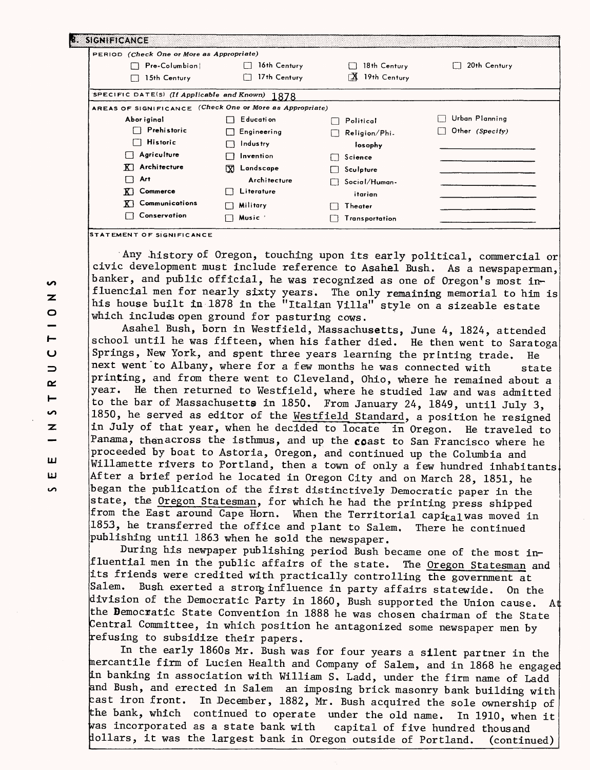## 8. SIGNIFICANCE

**PERIOD** *(Check One or More as Appropriate)*

| | | | |
|---|---|---|---|
| ☐ Pre-Columbian | ☐ 16th Century | ☐ 18th Century | ☐ 20th Century |
| ☐ 15th Century | ☐ 17th Century | ☒ 19th Century | |

**SPECIFIC DATE(S)** *(If Applicable and Known)* 1878

**AREAS OF SIGNIFICANCE** *(Check One or More as Appropriate)*

| | | | |
|---|---|---|---|
| Aboriginal | ☐ Education | ☐ Political | ☐ Urban Planning |
| ☐ Prehistoric | ☐ Engineering | ☐ Religion/Philosophy | ☐ Other *(Specify)* |
| ☐ Historic | ☐ Industry | ☐ Science | |
| ☐ Agriculture | ☐ Invention | ☐ Sculpture | |
| ☒ Architecture | ☒ Landscape Architecture | ☐ Social/Humanitarian | |
| ☐ Art | ☐ Literature | ☐ Theater | |
| ☒ Commerce | ☐ Military | ☐ Transportation | |
| ☒ Communications | ☐ Music | | |
| ☐ Conservation | | | |

**STATEMENT OF SIGNIFICANCE**

Any history of Oregon, touching upon its early political, commercial or civic development must include reference to Asahel Bush. As a newspaperman, banker, and public official, he was recognized as one of Oregon's most influencial men for nearly sixty years. The only remaining memorial to him is his house built in 1878 in the "Italian Villa" style on a sizeable estate which includes open ground for pasturing cows.

Asahel Bush, born in Westfield, Massachusetts, June 4, 1824, attended school until he was fifteen, when his father died. He then went to Saratoga Springs, New York, and spent three years learning the printing trade. He next went to Albany, where for a few months he was connected with state printing, and from there went to Cleveland, Ohio, where he remained about a year. He then returned to Westfield, where he studied law and was admitted to the bar of Massachusetts in 1850. From January 24, 1849, until July 3, 1850, he served as editor of the Westfield Standard, a position he resigned in July of that year, when he decided to locate in Oregon. He traveled to Panama, then across the isthmus, and up the coast to San Francisco where he proceeded by boat to Astoria, Oregon, and continued up the Columbia and Willamette rivers to Portland, then a town of only a few hundred inhabitants. After a brief period he located in Oregon City and on March 28, 1851, he began the publication of the first distinctively Democratic paper in the state, the Oregon Statesman, for which he had the printing press shipped from the East around Cape Horn. When the Territorial capital was moved in 1853, he transferred the office and plant to Salem. There he continued publishing until 1863 when he sold the newspaper.

During his newpaper publishing period Bush became one of the most influential men in the public affairs of the state. The Oregon Statesman and its friends were credited with practically controlling the government at Salem. Bush exerted a strong influence in party affairs statewide. On the division of the Democratic Party in 1860, Bush supported the Union cause. At the Democratic State Convention in 1888 he was chosen chairman of the State Central Committee, in which position he antagonized some newspaper men by refusing to subsidize their papers.

In the early 1860s Mr. Bush was for four years a silent partner in the mercantile firm of Lucien Health and Company of Salem, and in 1868 he engaged in banking in association with William S. Ladd, under the firm name of Ladd and Bush, and erected in Salem an imposing brick masonry bank building with cast iron front. In December, 1882, Mr. Bush acquired the sole ownership of the bank, which continued to operate under the old name. In 1910, when it was incorporated as a state bank with capital of five hundred thousand dollars, it was the largest bank in Oregon outside of Portland. (continued)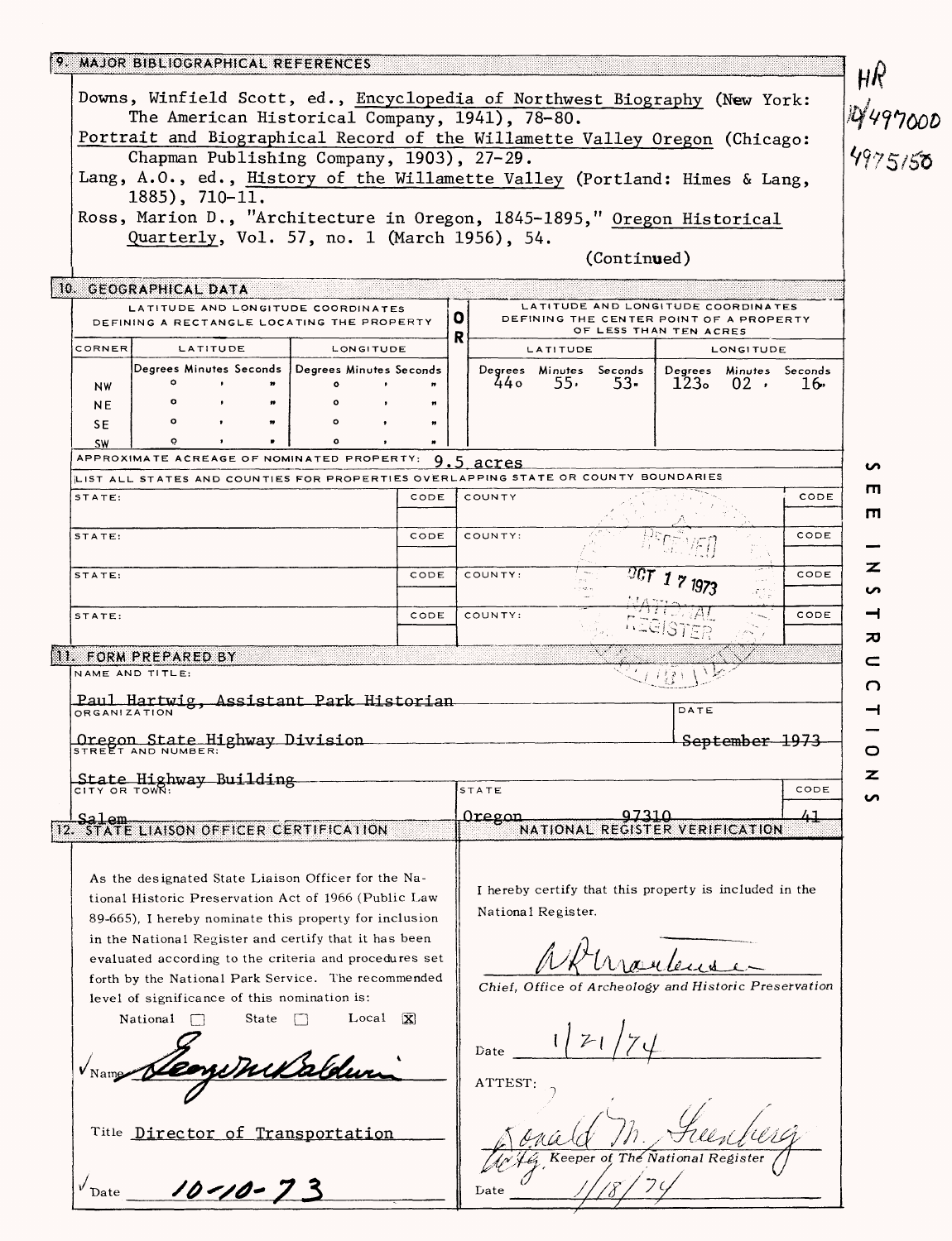## 9. MAJOR BIBLIOGRAPHICAL REFERENCES

Downs, Winfield Scott, ed., Encyclopedia of Northwest Biography (New York: The American Historical Company, 1941), 78-80.

Portrait and Biographical Record of the Willamette Valley Oregon (Chicago: Chapman Publishing Company, 1903), 27-29.

Lang, A.O., ed., History of the Willamette Valley (Portland: Himes & Lang, 1885), 710-11.

Ross, Marion D., "Architecture in Oregon, 1845-1895," Oregon Historical Quarterly, Vol. 57, no. 1 (March 1956), 54.

(Continued)

HR 10/497000 4975150

## 10. GEOGRAPHICAL DATA

| LATITUDE AND LONGITUDE COORDINATES DEFINING A RECTANGLE LOCATING THE PROPERTY | | | OR | LATITUDE AND LONGITUDE COORDINATES DEFINING THE CENTER POINT OF A PROPERTY OF LESS THAN TEN ACRES | |
|---|---|---|---|---|---|
| CORNER | LATITUDE | LONGITUDE | | LATITUDE | LONGITUDE |
| | Degrees Minutes Seconds | Degrees Minutes Seconds | | Degrees Minutes Seconds | Degrees Minutes Seconds |
| NW | ° ' " | ° ' " | | 44° 55' 53" | 123° 02' 16" |
| NE | ° ' " | ° ' " | | | |
| SE | ° ' " | ° ' " | | | |
| SW | ° ' " | ° ' " | | | |

APPROXIMATE ACREAGE OF NOMINATED PROPERTY: 9.5 acres

LIST ALL STATES AND COUNTIES FOR PROPERTIES OVERLAPPING STATE OR COUNTY BOUNDARIES

| STATE: | CODE | COUNTY | CODE |
|---|---|---|---|
| STATE: | CODE | COUNTY: | CODE |
| STATE: | CODE | COUNTY: | CODE |
| STATE: | CODE | COUNTY: | CODE |

RECEIVED OCT 17 1973 NATIONAL REGISTER

SEE INSTRUCTIONS

## 11. FORM PREPARED BY

NAME AND TITLE: Paul Hartwig, Assistant Park Historian

ORGANIZATION: Oregon State Highway Division

DATE: September 1973

STREET AND NUMBER: State Highway Building

CITY OR TOWN: Salem

STATE: Oregon 97310

CODE: 41

## 12. STATE LIAISON OFFICER CERTIFICATION

As the designated State Liaison Officer for the National Historic Preservation Act of 1966 (Public Law 89-665), I hereby nominate this property for inclusion in the National Register and certify that it has been evaluated according to the criteria and procedures set forth by the National Park Service. The recommended level of significance of this nomination is:

National ☐ State ☐ Local ☒

Name: George McBaldwin

Title: Director of Transportation

Date: 10-10-73

## NATIONAL REGISTER VERIFICATION

I hereby certify that this property is included in the National Register.

(signature)

Chief, Office of Archeology and Historic Preservation

Date: 1/21/74

ATTEST:

Ronald M. Greenberg

Actg. Keeper of The National Register

Date: 1/18/74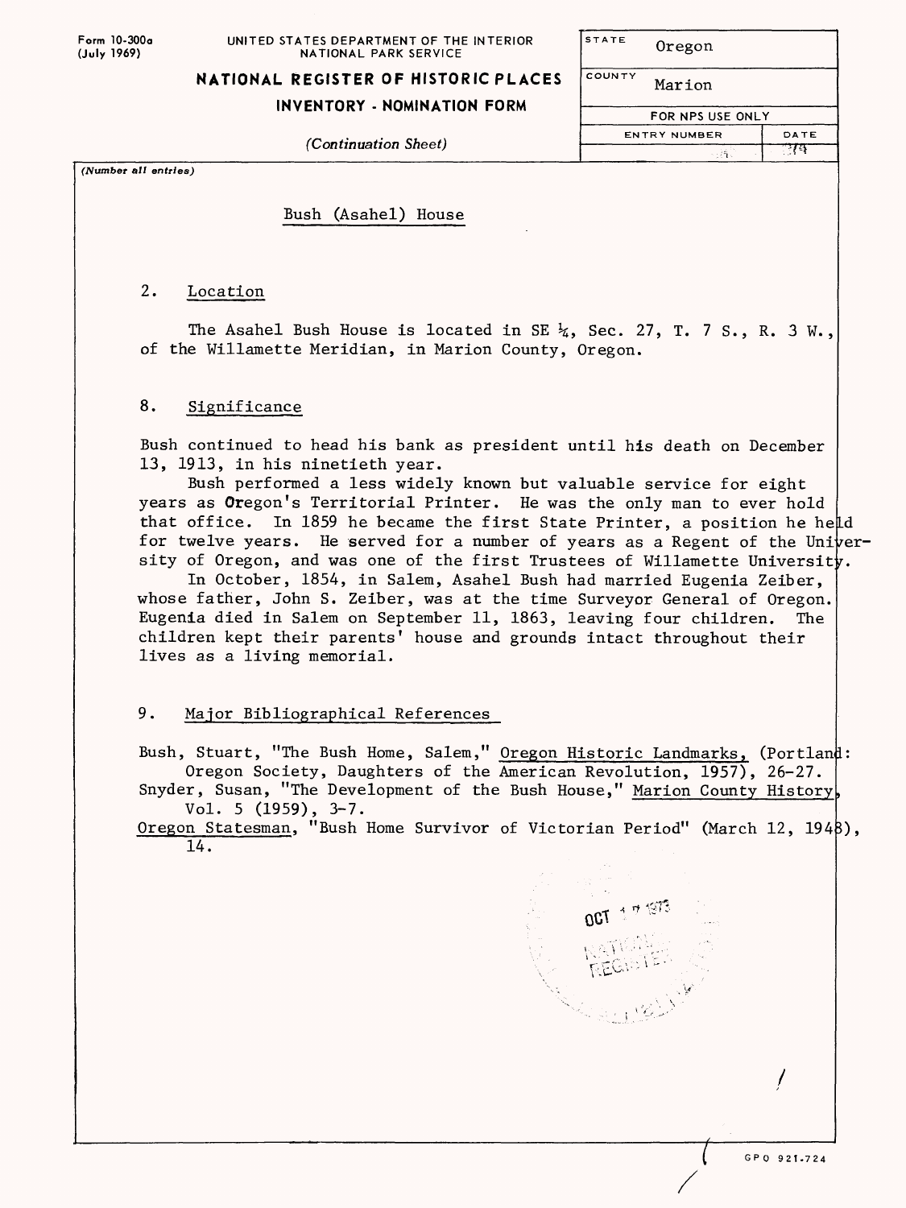Form 10-300a
(July 1969)

UNITED STATES DEPARTMENT OF THE INTERIOR
NATIONAL PARK SERVICE

**NATIONAL REGISTER OF HISTORIC PLACES**

**INVENTORY - NOMINATION FORM**

*(Continuation Sheet)*

| | |
|---|---|
| STATE | Oregon |
| COUNTY | Marion |
| FOR NPS USE ONLY | |
| ENTRY NUMBER | DATE |

*(Number all entries)*

Bush (Asahel) House

## 2. Location

The Asahel Bush House is located in SE ¼, Sec. 27, T. 7 S., R. 3 W., of the Willamette Meridian, in Marion County, Oregon.

## 8. Significance

Bush continued to head his bank as president until his death on December 13, 1913, in his ninetieth year.

Bush performed a less widely known but valuable service for eight years as Oregon's Territorial Printer. He was the only man to ever hold that office. In 1859 he became the first State Printer, a position he held for twelve years. He served for a number of years as a Regent of the University of Oregon, and was one of the first Trustees of Willamette University.

In October, 1854, in Salem, Asahel Bush had married Eugenia Zeiber, whose father, John S. Zeiber, was at the time Surveyor General of Oregon. Eugenia died in Salem on September 11, 1863, leaving four children. The children kept their parents' house and grounds intact throughout their lives as a living memorial.

## 9. Major Bibliographical References

Bush, Stuart, "The Bush Home, Salem," Oregon Historic Landmarks, (Portland: Oregon Society, Daughters of the American Revolution, 1957), 26-27.

Snyder, Susan, "The Development of the Bush House," Marion County History, Vol. 5 (1959), 3-7.

Oregon Statesman, "Bush Home Survivor of Victorian Period" (March 12, 1948), 14.

OCT 17 1973
NATIONAL REGISTER